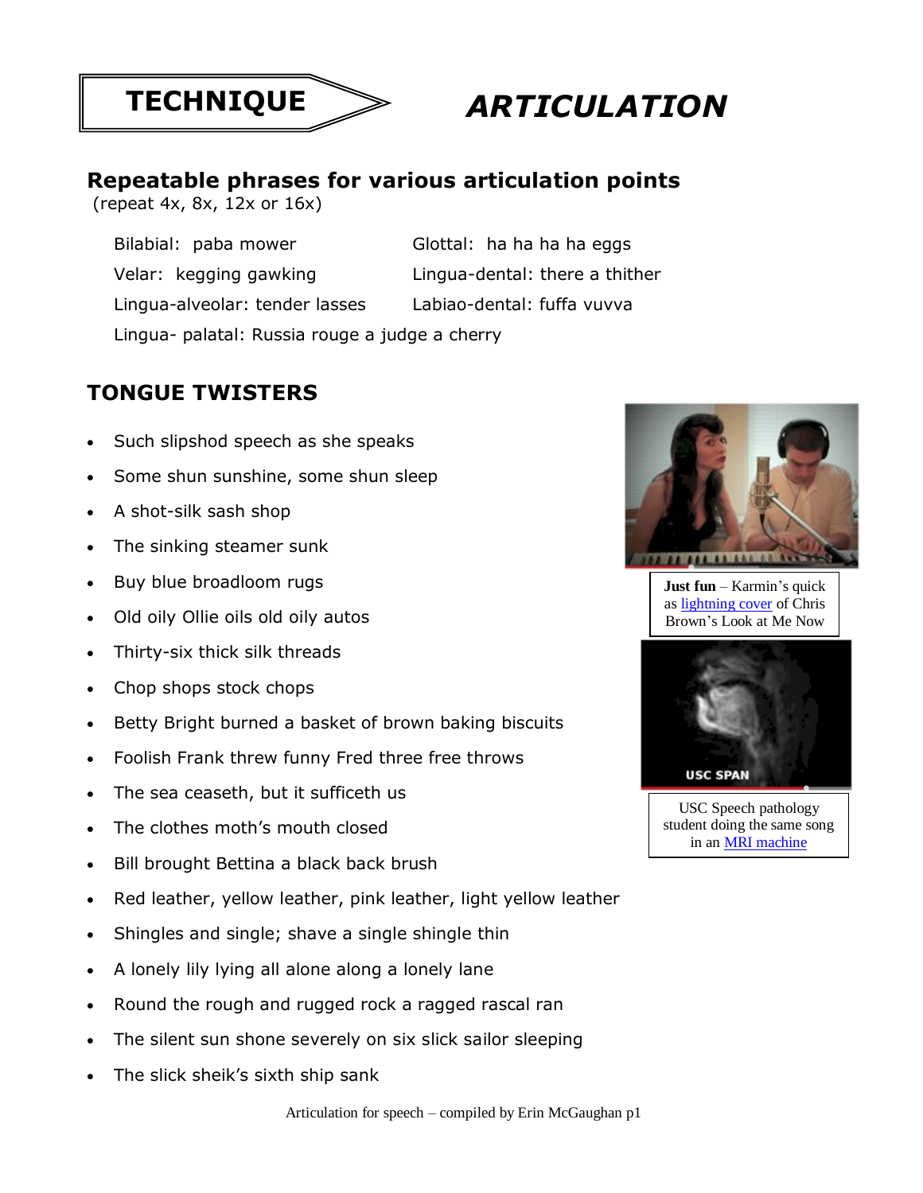# TECHNIQUE — *ARTICULATION*

## Repeatable phrases for various articulation points

(repeat 4x, 8x, 12x or 16x)

Bilabial: paba mower

Velar: kegging gawking

Lingua-alveolar: tender lasses

Lingua- palatal: Russia rouge a judge a cherry

Glottal: ha ha ha ha eggs

Lingua-dental: there a thither

Labiao-dental: fuffa vuvva

## TONGUE TWISTERS

- Such slipshod speech as she speaks
- Some shun sunshine, some shun sleep
- A shot-silk sash shop
- The sinking steamer sunk
- Buy blue broadloom rugs
- Old oily Ollie oils old oily autos
- Thirty-six thick silk threads
- Chop shops stock chops
- Betty Bright burned a basket of brown baking biscuits
- Foolish Frank threw funny Fred three free throws
- The sea ceaseth, but it sufficeth us
- The clothes moth's mouth closed
- Bill brought Bettina a black back brush
- Red leather, yellow leather, pink leather, light yellow leather
- Shingles and single; shave a single shingle thin
- A lonely lily lying all alone along a lonely lane
- Round the rough and rugged rock a ragged rascal ran
- The silent sun shone severely on six slick sailor sleeping
- The slick sheik's sixth ship sank

**Just fun** – Karmin's quick as lightning cover of Chris Brown's Look at Me Now

USC Speech pathology student doing the same song in an MRI machine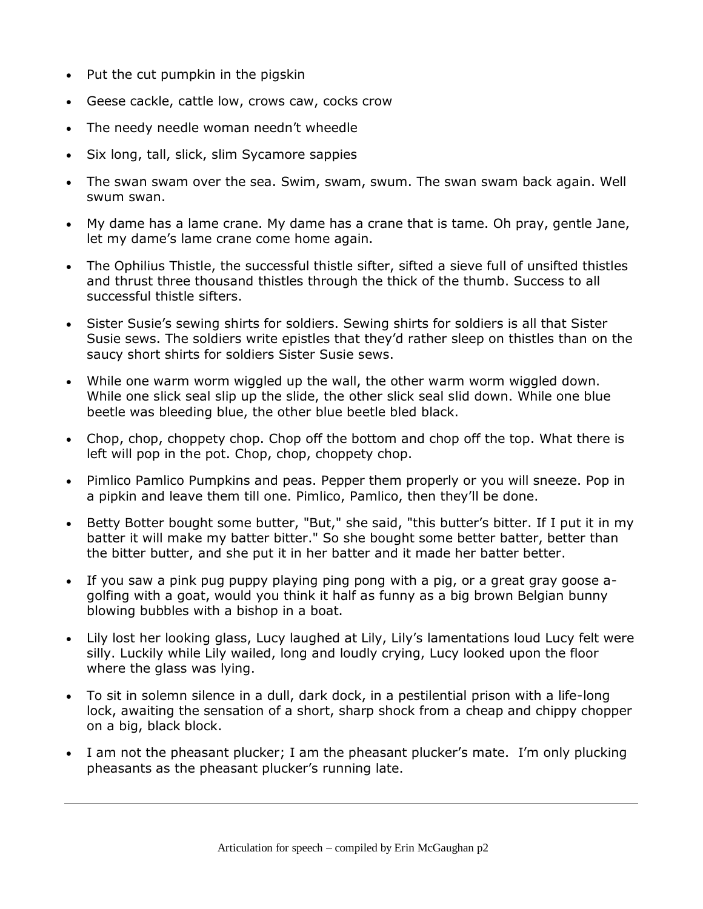- Put the cut pumpkin in the pigskin
- Geese cackle, cattle low, crows caw, cocks crow
- The needy needle woman needn't wheedle
- Six long, tall, slick, slim Sycamore sappies
- The swan swam over the sea. Swim, swam, swum. The swan swam back again. Well swum swan.
- My dame has a lame crane. My dame has a crane that is tame. Oh pray, gentle Jane, let my dame's lame crane come home again.
- The Ophilius Thistle, the successful thistle sifter, sifted a sieve full of unsifted thistles and thrust three thousand thistles through the thick of the thumb. Success to all successful thistle sifters.
- Sister Susie's sewing shirts for soldiers. Sewing shirts for soldiers is all that Sister Susie sews. The soldiers write epistles that they'd rather sleep on thistles than on the saucy short shirts for soldiers Sister Susie sews.
- While one warm worm wiggled up the wall, the other warm worm wiggled down. While one slick seal slip up the slide, the other slick seal slid down. While one blue beetle was bleeding blue, the other blue beetle bled black.
- Chop, chop, choppety chop. Chop off the bottom and chop off the top. What there is left will pop in the pot. Chop, chop, choppety chop.
- Pimlico Pamlico Pumpkins and peas. Pepper them properly or you will sneeze. Pop in a pipkin and leave them till one. Pimlico, Pamlico, then they'll be done.
- Betty Botter bought some butter, "But," she said, "this butter's bitter. If I put it in my batter it will make my batter bitter." So she bought some better batter, better than the bitter butter, and she put it in her batter and it made her batter better.
- If you saw a pink pug puppy playing ping pong with a pig, or a great gray goose a-golfing with a goat, would you think it half as funny as a big brown Belgian bunny blowing bubbles with a bishop in a boat.
- Lily lost her looking glass, Lucy laughed at Lily, Lily's lamentations loud Lucy felt were silly. Luckily while Lily wailed, long and loudly crying, Lucy looked upon the floor where the glass was lying.
- To sit in solemn silence in a dull, dark dock, in a pestilential prison with a life-long lock, awaiting the sensation of a short, sharp shock from a cheap and chippy chopper on a big, black block.
- I am not the pheasant plucker; I am the pheasant plucker's mate. I'm only plucking pheasants as the pheasant plucker's running late.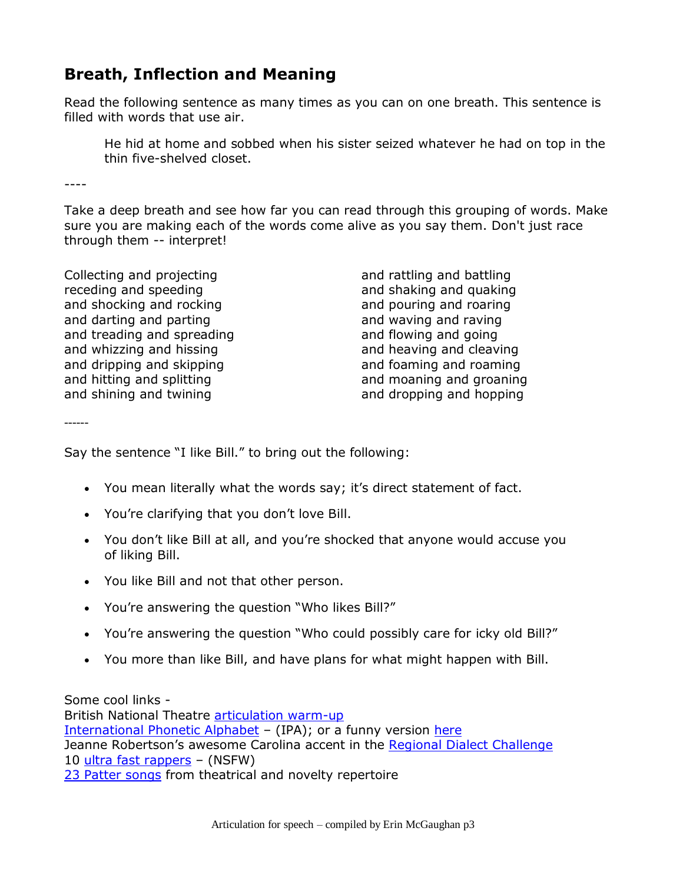## Breath, Inflection and Meaning

Read the following sentence as many times as you can on one breath. This sentence is filled with words that use air.

> He hid at home and sobbed when his sister seized whatever he had on top in the thin five-shelved closet.

----

Take a deep breath and see how far you can read through this grouping of words. Make sure you are making each of the words come alive as you say them. Don't just race through them -- interpret!

Collecting and projecting
receding and speeding
and shocking and rocking
and darting and parting
and treading and spreading
and whizzing and hissing
and dripping and skipping
and hitting and splitting
and shining and twining
and rattling and battling
and shaking and quaking
and pouring and roaring
and waving and raving
and flowing and going
and heaving and cleaving
and foaming and roaming
and moaning and groaning
and dropping and hopping

------

Say the sentence "I like Bill." to bring out the following:

- You mean literally what the words say; it's direct statement of fact.
- You're clarifying that you don't love Bill.
- You don't like Bill at all, and you're shocked that anyone would accuse you of liking Bill.
- You like Bill and not that other person.
- You're answering the question "Who likes Bill?"
- You're answering the question "Who could possibly care for icky old Bill?"
- You more than like Bill, and have plans for what might happen with Bill.

Some cool links -
British National Theatre articulation warm-up
International Phonetic Alphabet – (IPA); or a funny version here
Jeanne Robertson's awesome Carolina accent in the Regional Dialect Challenge
10 ultra fast rappers – (NSFW)
23 Patter songs from theatrical and novelty repertoire